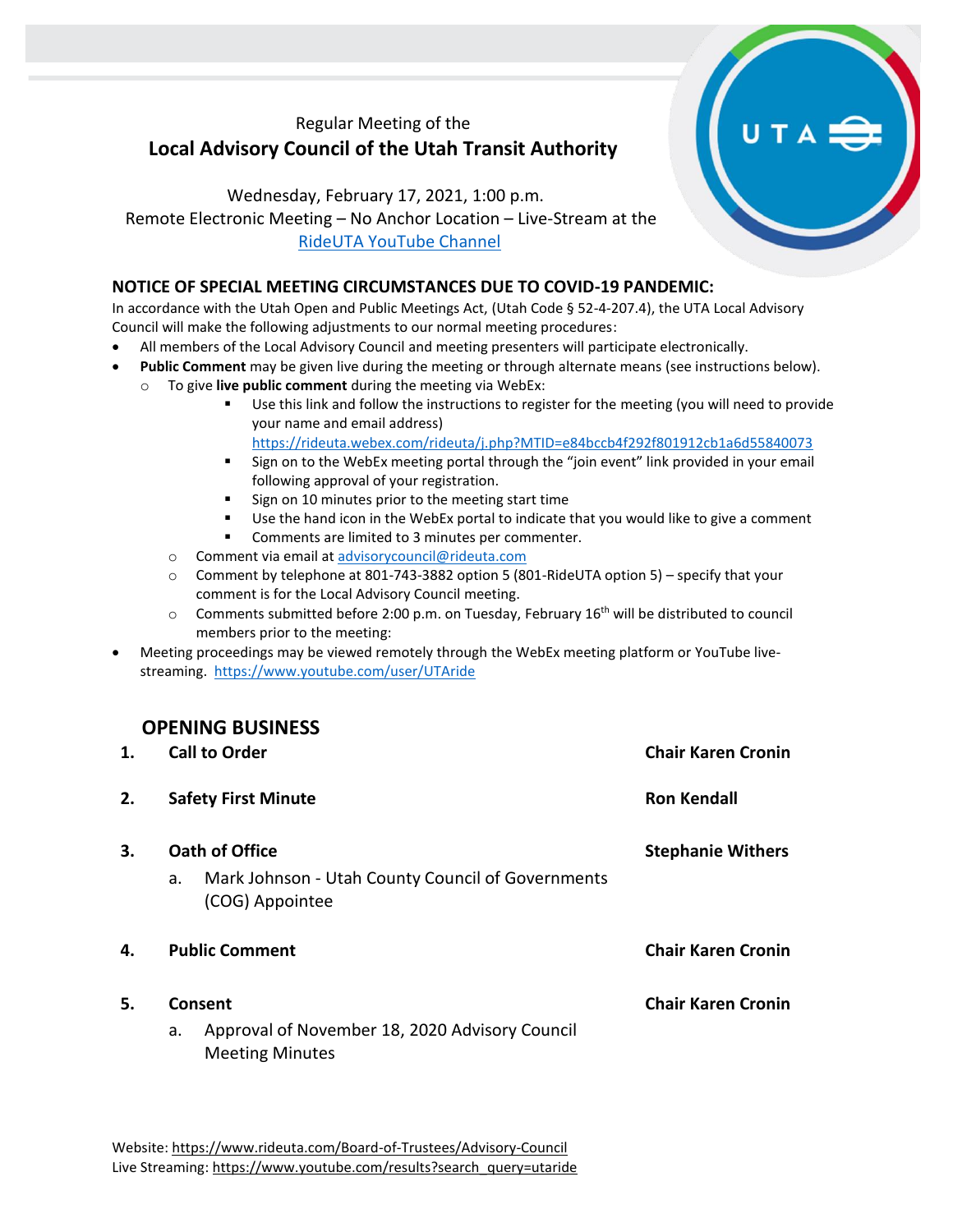Regular Meeting of the

# Local Advisory Council of the Utah Transit Authority

Wednesday, February 17, 2021, 1:00 p.m.
Remote Electronic Meeting – No Anchor Location – Live-Stream at the [RideUTA YouTube Channel](https://www.youtube.com/user/UTAride)

## NOTICE OF SPECIAL MEETING CIRCUMSTANCES DUE TO COVID-19 PANDEMIC:

In accordance with the Utah Open and Public Meetings Act, (Utah Code § 52-4-207.4), the UTA Local Advisory Council will make the following adjustments to our normal meeting procedures:

- All members of the Local Advisory Council and meeting presenters will participate electronically.
- **Public Comment** may be given live during the meeting or through alternate means (see instructions below).
  - To give **live public comment** during the meeting via WebEx:
    - Use this link and follow the instructions to register for the meeting (you will need to provide your name and email address) https://rideuta.webex.com/rideuta/j.php?MTID=e84bccb4f292f801912cb1a6d55840073
    - Sign on to the WebEx meeting portal through the "join event" link provided in your email following approval of your registration.
    - Sign on 10 minutes prior to the meeting start time
    - Use the hand icon in the WebEx portal to indicate that you would like to give a comment
    - Comments are limited to 3 minutes per commenter.
  - Comment via email at advisorycouncil@rideuta.com
  - Comment by telephone at 801-743-3882 option 5 (801-RideUTA option 5) – specify that your comment is for the Local Advisory Council meeting.
  - Comments submitted before 2:00 p.m. on Tuesday, February 16th will be distributed to council members prior to the meeting:
- Meeting proceedings may be viewed remotely through the WebEx meeting platform or YouTube live-streaming. https://www.youtube.com/user/UTAride

## OPENING BUSINESS

1. **Call to Order** — **Chair Karen Cronin**
2. **Safety First Minute** — **Ron Kendall**
3. **Oath of Office** — **Stephanie Withers**
   a. Mark Johnson - Utah County Council of Governments (COG) Appointee
4. **Public Comment** — **Chair Karen Cronin**
5. **Consent** — **Chair Karen Cronin**
   a. Approval of November 18, 2020 Advisory Council Meeting Minutes

Website: https://www.rideuta.com/Board-of-Trustees/Advisory-Council
Live Streaming: https://www.youtube.com/results?search_query=utaride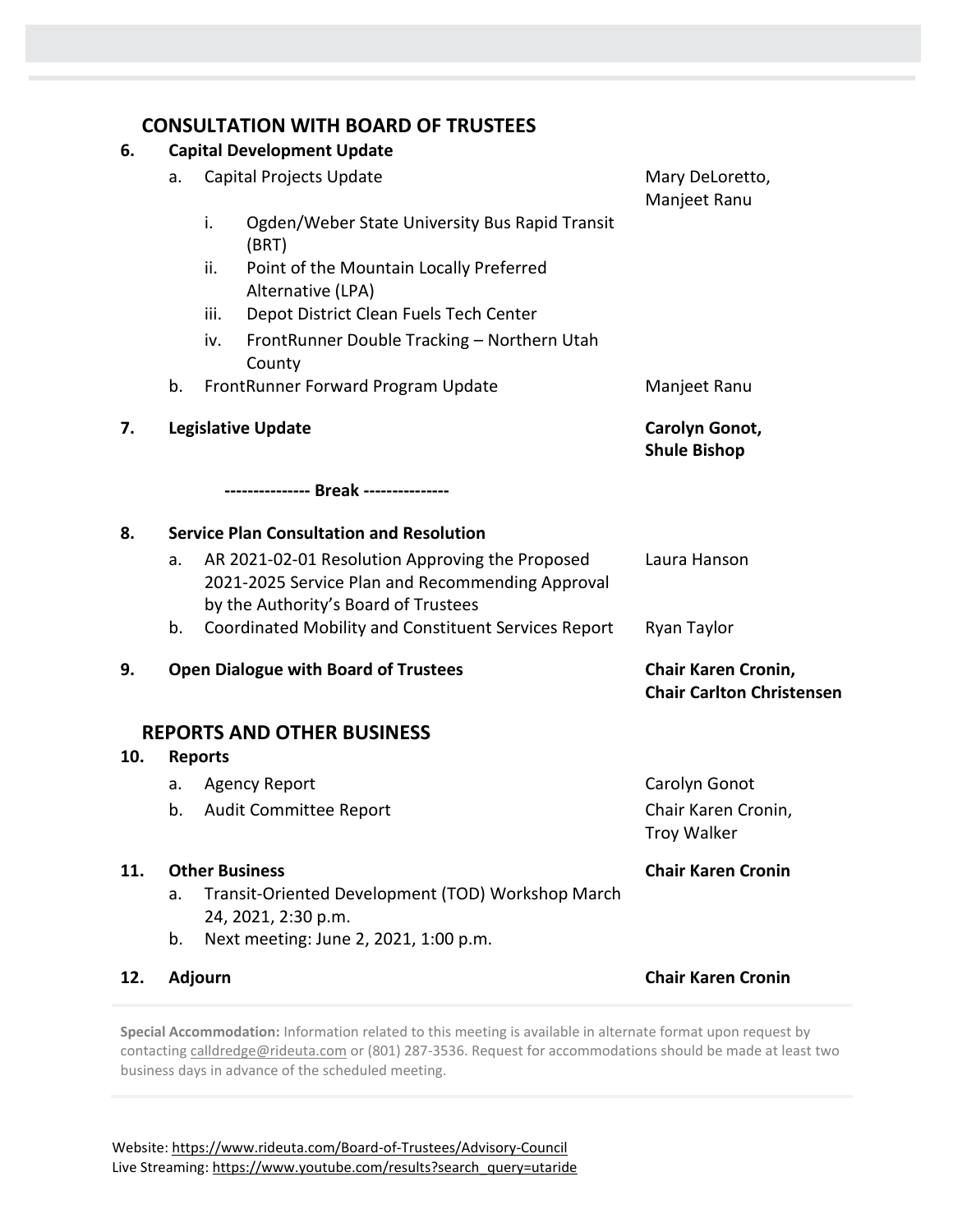## CONSULTATION WITH BOARD OF TRUSTEES

**6. Capital Development Update**

- a. Capital Projects Update — Mary DeLoretto, Manjeet Ranu
  - i. Ogden/Weber State University Bus Rapid Transit (BRT)
  - ii. Point of the Mountain Locally Preferred Alternative (LPA)
  - iii. Depot District Clean Fuels Tech Center
  - iv. FrontRunner Double Tracking – Northern Utah County
- b. FrontRunner Forward Program Update — Manjeet Ranu

**7. Legislative Update** — **Carolyn Gonot, Shule Bishop**

**--------------- Break ---------------**

**8. Service Plan Consultation and Resolution**

- a. AR 2021-02-01 Resolution Approving the Proposed 2021-2025 Service Plan and Recommending Approval by the Authority's Board of Trustees — Laura Hanson
- b. Coordinated Mobility and Constituent Services Report — Ryan Taylor

**9. Open Dialogue with Board of Trustees** — **Chair Karen Cronin, Chair Carlton Christensen**

## REPORTS AND OTHER BUSINESS

**10. Reports**

- a. Agency Report — Carolyn Gonot
- b. Audit Committee Report — Chair Karen Cronin, Troy Walker

**11. Other Business** — **Chair Karen Cronin**

- a. Transit-Oriented Development (TOD) Workshop March 24, 2021, 2:30 p.m.
- b. Next meeting: June 2, 2021, 1:00 p.m.

**12. Adjourn** — **Chair Karen Cronin**

**Special Accommodation:** Information related to this meeting is available in alternate format upon request by contacting calldredge@rideuta.com or (801) 287-3536. Request for accommodations should be made at least two business days in advance of the scheduled meeting.

Website: https://www.rideuta.com/Board-of-Trustees/Advisory-Council
Live Streaming: https://www.youtube.com/results?search_query=utaride